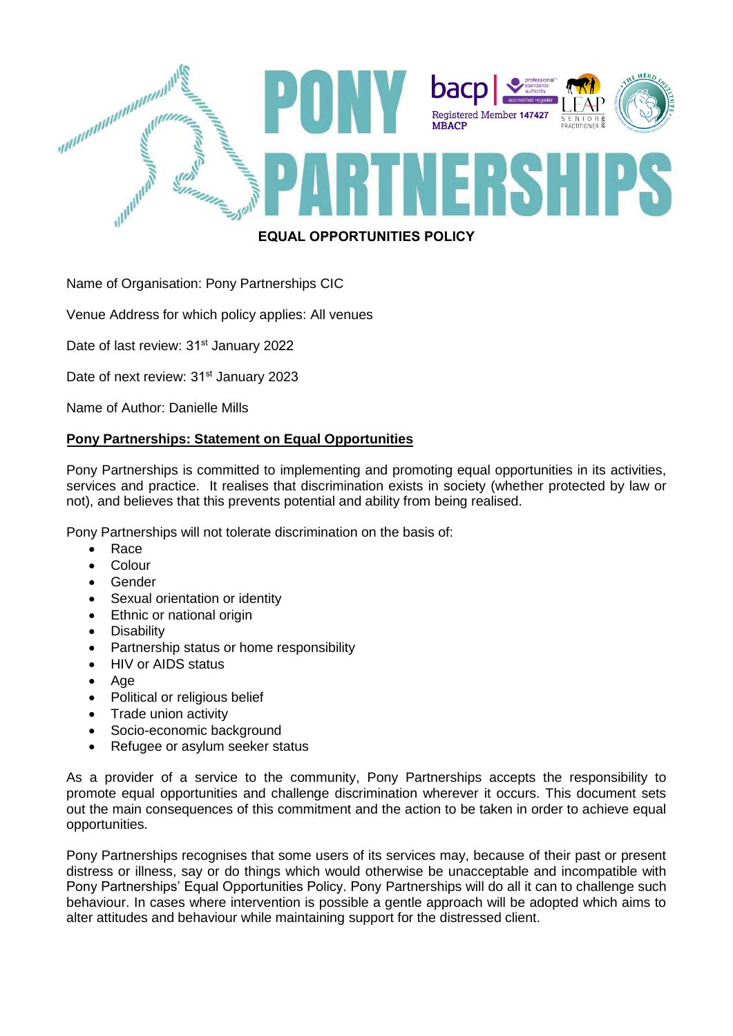# PONY PARTNERSHIPS

bacp | Registered Member 147427 MBACP

## EQUAL OPPORTUNITIES POLICY

Name of Organisation: Pony Partnerships CIC

Venue Address for which policy applies: All venues

Date of last review: 31st January 2022

Date of next review: 31st January 2023

Name of Author: Danielle Mills

**Pony Partnerships: Statement on Equal Opportunities**

Pony Partnerships is committed to implementing and promoting equal opportunities in its activities, services and practice. It realises that discrimination exists in society (whether protected by law or not), and believes that this prevents potential and ability from being realised.

Pony Partnerships will not tolerate discrimination on the basis of:

- Race
- Colour
- Gender
- Sexual orientation or identity
- Ethnic or national origin
- Disability
- Partnership status or home responsibility
- HIV or AIDS status
- Age
- Political or religious belief
- Trade union activity
- Socio-economic background
- Refugee or asylum seeker status

As a provider of a service to the community, Pony Partnerships accepts the responsibility to promote equal opportunities and challenge discrimination wherever it occurs. This document sets out the main consequences of this commitment and the action to be taken in order to achieve equal opportunities.

Pony Partnerships recognises that some users of its services may, because of their past or present distress or illness, say or do things which would otherwise be unacceptable and incompatible with Pony Partnerships' Equal Opportunities Policy. Pony Partnerships will do all it can to challenge such behaviour. In cases where intervention is possible a gentle approach will be adopted which aims to alter attitudes and behaviour while maintaining support for the distressed client.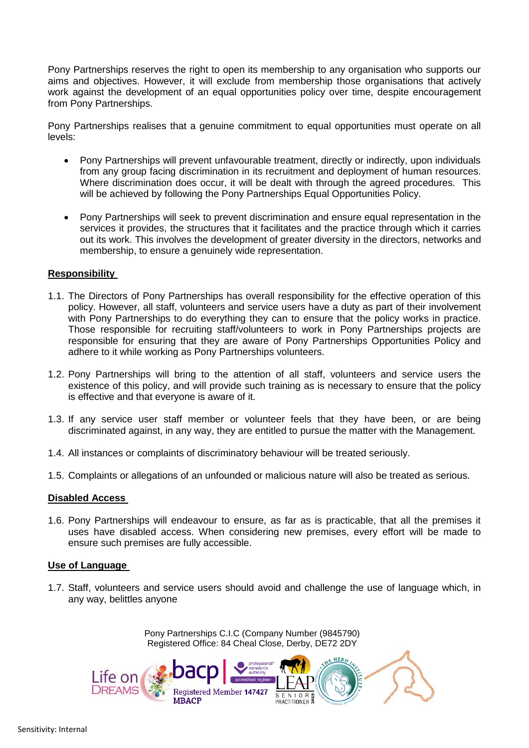Pony Partnerships reserves the right to open its membership to any organisation who supports our aims and objectives. However, it will exclude from membership those organisations that actively work against the development of an equal opportunities policy over time, despite encouragement from Pony Partnerships.

Pony Partnerships realises that a genuine commitment to equal opportunities must operate on all levels:

- Pony Partnerships will prevent unfavourable treatment, directly or indirectly, upon individuals from any group facing discrimination in its recruitment and deployment of human resources. Where discrimination does occur, it will be dealt with through the agreed procedures. This will be achieved by following the Pony Partnerships Equal Opportunities Policy.

- Pony Partnerships will seek to prevent discrimination and ensure equal representation in the services it provides, the structures that it facilitates and the practice through which it carries out its work. This involves the development of greater diversity in the directors, networks and membership, to ensure a genuinely wide representation.

## Responsibility

1.1. The Directors of Pony Partnerships has overall responsibility for the effective operation of this policy. However, all staff, volunteers and service users have a duty as part of their involvement with Pony Partnerships to do everything they can to ensure that the policy works in practice. Those responsible for recruiting staff/volunteers to work in Pony Partnerships projects are responsible for ensuring that they are aware of Pony Partnerships Opportunities Policy and adhere to it while working as Pony Partnerships volunteers.

1.2. Pony Partnerships will bring to the attention of all staff, volunteers and service users the existence of this policy, and will provide such training as is necessary to ensure that the policy is effective and that everyone is aware of it.

1.3. If any service user staff member or volunteer feels that they have been, or are being discriminated against, in any way, they are entitled to pursue the matter with the Management.

1.4. All instances or complaints of discriminatory behaviour will be treated seriously.

1.5. Complaints or allegations of an unfounded or malicious nature will also be treated as serious.

## Disabled Access

1.6. Pony Partnerships will endeavour to ensure, as far as is practicable, that all the premises it uses have disabled access. When considering new premises, every effort will be made to ensure such premises are fully accessible.

## Use of Language

1.7. Staff, volunteers and service users should avoid and challenge the use of language which, in any way, belittles anyone

Pony Partnerships C.I.C (Company Number (9845790)
Registered Office: 84 Cheal Close, Derby, DE72 2DY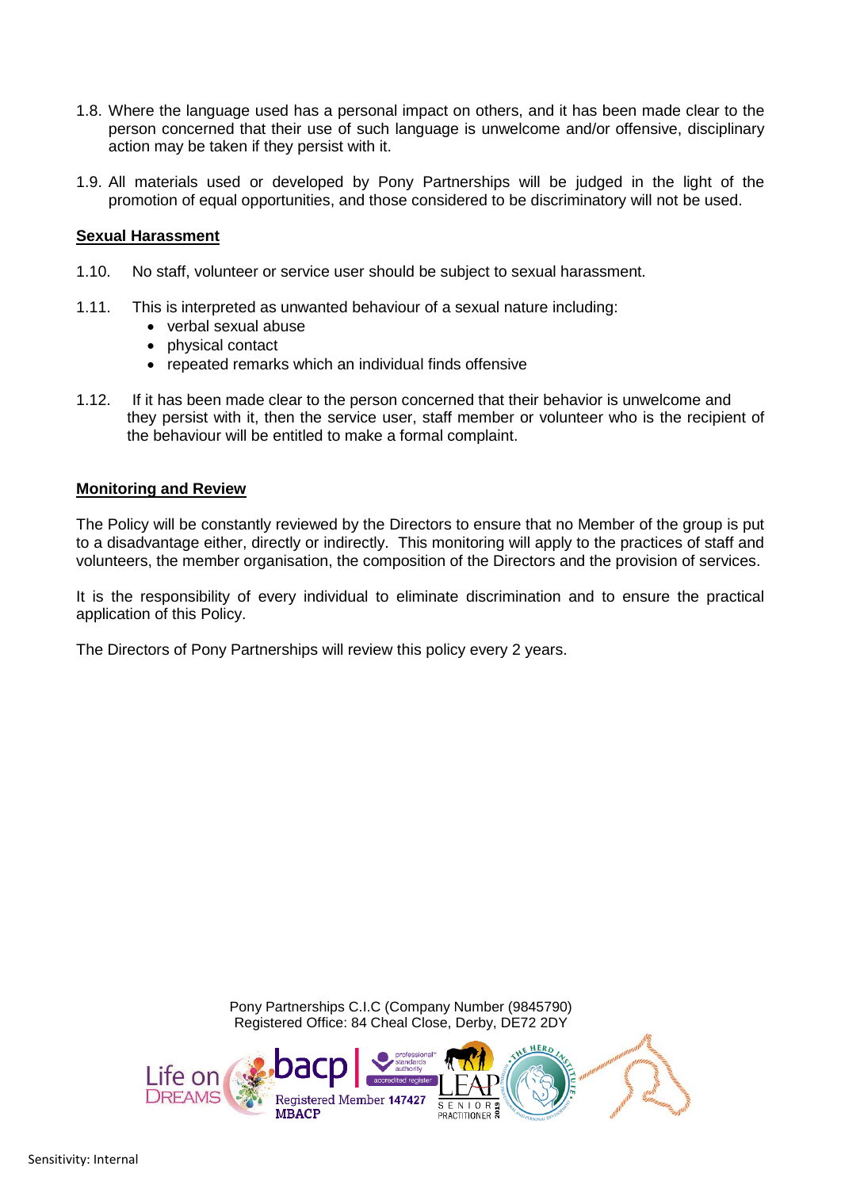1.8. Where the language used has a personal impact on others, and it has been made clear to the person concerned that their use of such language is unwelcome and/or offensive, disciplinary action may be taken if they persist with it.

1.9. All materials used or developed by Pony Partnerships will be judged in the light of the promotion of equal opportunities, and those considered to be discriminatory will not be used.

## Sexual Harassment

1.10. No staff, volunteer or service user should be subject to sexual harassment.

1.11. This is interpreted as unwanted behaviour of a sexual nature including:

- verbal sexual abuse
- physical contact
- repeated remarks which an individual finds offensive

1.12. If it has been made clear to the person concerned that their behavior is unwelcome and they persist with it, then the service user, staff member or volunteer who is the recipient of the behaviour will be entitled to make a formal complaint.

## Monitoring and Review

The Policy will be constantly reviewed by the Directors to ensure that no Member of the group is put to a disadvantage either, directly or indirectly. This monitoring will apply to the practices of staff and volunteers, the member organisation, the composition of the Directors and the provision of services.

It is the responsibility of every individual to eliminate discrimination and to ensure the practical application of this Policy.

The Directors of Pony Partnerships will review this policy every 2 years.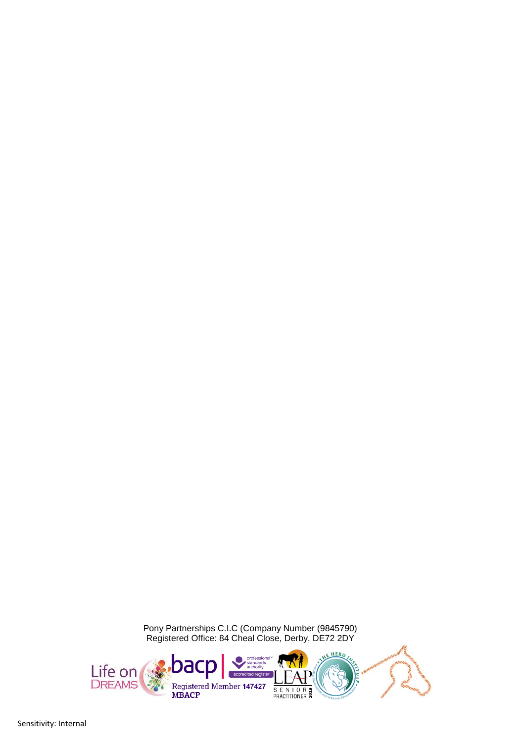Pony Partnerships C.I.C (Company Number (9845790)
Registered Office: 84 Cheal Close, Derby, DE72 2DY